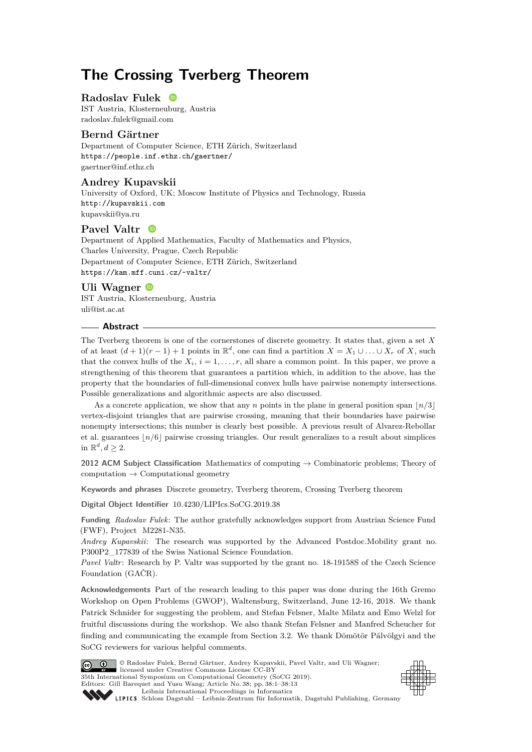# The Crossing Tverberg Theorem

**Radoslav Fulek**
IST Austria, Klosterneuburg, Austria
radoslav.fulek@gmail.com

**Bernd Gärtner**
Department of Computer Science, ETH Zürich, Switzerland
https://people.inf.ethz.ch/gaertner/
gaertner@inf.ethz.ch

**Andrey Kupavskii**
University of Oxford, UK; Moscow Institute of Physics and Technology, Russia
http://kupavskii.com
kupavskii@ya.ru

**Pavel Valtr**
Department of Applied Mathematics, Faculty of Mathematics and Physics, Charles University, Prague, Czech Republic
Department of Computer Science, ETH Zürich, Switzerland
https://kam.mff.cuni.cz/~valtr/

**Uli Wagner**
IST Austria, Klosterneuburg, Austria
uli@ist.ac.at

## Abstract

The Tverberg theorem is one of the cornerstones of discrete geometry. It states that, given a set $X$ of at least $(d+1)(r-1)+1$ points in $\mathbb{R}^d$, one can find a partition $X = X_1 \cup \ldots \cup X_r$ of $X$, such that the convex hulls of the $X_i$, $i = 1, \ldots, r$, all share a common point. In this paper, we prove a strengthening of this theorem that guarantees a partition which, in addition to the above, has the property that the boundaries of full-dimensional convex hulls have pairwise nonempty intersections. Possible generalizations and algorithmic aspects are also discussed.

As a concrete application, we show that any $n$ points in the plane in general position span $\lfloor n/3 \rfloor$ vertex-disjoint triangles that are pairwise crossing, meaning that their boundaries have pairwise nonempty intersections; this number is clearly best possible. A previous result of Alvarez-Rebollar et al. guarantees $\lfloor n/6 \rfloor$ pairwise crossing triangles. Our result generalizes to a result about simplices in $\mathbb{R}^d, d \geq 2$.

**2012 ACM Subject Classification** Mathematics of computing → Combinatoric problems; Theory of computation → Computational geometry

**Keywords and phrases** Discrete geometry, Tverberg theorem, Crossing Tverberg theorem

**Digital Object Identifier** 10.4230/LIPIcs.SoCG.2019.38

**Funding** *Radoslav Fulek*: The author gratefully acknowledges support from Austrian Science Fund (FWF), Project M2281-N35.
*Andrey Kupavskii*: The research was supported by the Advanced Postdoc.Mobility grant no. P300P2_177839 of the Swiss National Science Foundation.
*Pavel Valtr*: Research by P. Valtr was supported by the grant no. 18-19158S of the Czech Science Foundation (GAČR).

**Acknowledgements** Part of the research leading to this paper was done during the 16th Gremo Workshop on Open Problems (GWOP), Waltensburg, Switzerland, June 12-16, 2018. We thank Patrick Schnider for suggesting the problem, and Stefan Felsner, Malte Milatz and Emo Welzl for fruitful discussions during the workshop. We also thank Stefan Felsner and Manfred Scheucher for finding and communicating the example from Section 3.2. We thank Dömötör Pálvölgyi and the SoCG reviewers for various helpful comments.

© Radoslav Fulek, Bernd Gärtner, Andrey Kupavskii, Pavel Valtr, and Uli Wagner; licensed under Creative Commons License CC-BY
35th International Symposium on Computational Geometry (SoCG 2019).
Editors: Gill Barequet and Yusu Wang; Article No. 38; pp. 38:1–38:13
Leibniz International Proceedings in Informatics
Schloss Dagstuhl – Leibniz-Zentrum für Informatik, Dagstuhl Publishing, Germany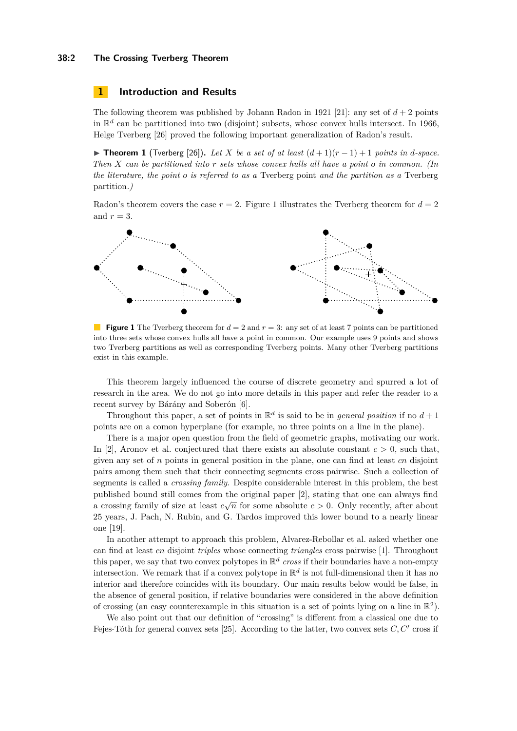## 1 Introduction and Results

The following theorem was published by Johann Radon in 1921 [21]: any set of $d+2$ points in $\mathbb{R}^d$ can be partitioned into two (disjoint) subsets, whose convex hulls intersect. In 1966, Helge Tverberg [26] proved the following important generalization of Radon's result.

▶ **Theorem 1** (Tverberg [26]). *Let $X$ be a set of at least $(d+1)(r-1)+1$ points in $d$-space. Then $X$ can be partitioned into $r$ sets whose convex hulls all have a point $o$ in common. (In the literature, the point $o$ is referred to as a* Tverberg point *and the partition as a* Tverberg partition.*)*

Radon's theorem covers the case $r = 2$. Figure 1 illustrates the Tverberg theorem for $d = 2$ and $r = 3$.

**Figure 1** The Tverberg theorem for $d = 2$ and $r = 3$: any set of at least 7 points can be partitioned into three sets whose convex hulls all have a point in common. Our example uses 9 points and shows two Tverberg partitions as well as corresponding Tverberg points. Many other Tverberg partitions exist in this example.

This theorem largely influenced the course of discrete geometry and spurred a lot of research in the area. We do not go into more details in this paper and refer the reader to a recent survey by Bárány and Soberón [6].

Throughout this paper, a set of points in $\mathbb{R}^d$ is said to be in *general position* if no $d+1$ points are on a comon hyperplane (for example, no three points on a line in the plane).

There is a major open question from the field of geometric graphs, motivating our work. In [2], Aronov et al. conjectured that there exists an absolute constant $c > 0$, such that, given any set of $n$ points in general position in the plane, one can find at least $cn$ disjoint pairs among them such that their connecting segments cross pairwise. Such a collection of segments is called a *crossing family*. Despite considerable interest in this problem, the best published bound still comes from the original paper [2], stating that one can always find a crossing family of size at least $c\sqrt{n}$ for some absolute $c > 0$. Only recently, after about 25 years, J. Pach, N. Rubin, and G. Tardos improved this lower bound to a nearly linear one [19].

In another attempt to approach this problem, Alvarez-Rebollar et al. asked whether one can find at least $cn$ disjoint *triples* whose connecting *triangles* cross pairwise [1]. Throughout this paper, we say that two convex polytopes in $\mathbb{R}^d$ *cross* if their boundaries have a non-empty intersection. We remark that if a convex polytope in $\mathbb{R}^d$ is not full-dimensional then it has no interior and therefore coincides with its boundary. Our main results below would be false, in the absence of general position, if relative boundaries were considered in the above definition of crossing (an easy counterexample in this situation is a set of points lying on a line in $\mathbb{R}^2$).

We also point out that our definition of "crossing" is different from a classical one due to Fejes-Tóth for general convex sets [25]. According to the latter, two convex sets $C, C'$ cross if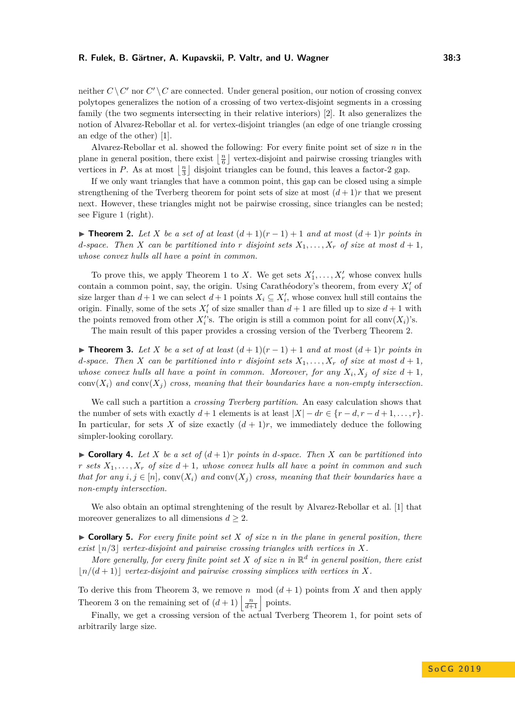neither $C \setminus C'$ nor $C' \setminus C$ are connected. Under general position, our notion of crossing convex polytopes generalizes the notion of a crossing of two vertex-disjoint segments in a crossing family (the two segments intersecting in their relative interiors) [2]. It also generalizes the notion of Alvarez-Rebollar et al. for vertex-disjoint triangles (an edge of one triangle crossing an edge of the other) [1].

Alvarez-Rebollar et al. showed the following: For every finite point set of size $n$ in the plane in general position, there exist $\lfloor \frac{n}{6} \rfloor$ vertex-disjoint and pairwise crossing triangles with vertices in $P$. As at most $\lfloor \frac{n}{3} \rfloor$ disjoint triangles can be found, this leaves a factor-2 gap.

If we only want triangles that have a common point, this gap can be closed using a simple strengthening of the Tverberg theorem for point sets of size at most $(d+1)r$ that we present next. However, these triangles might not be pairwise crossing, since triangles can be nested; see Figure 1 (right).

▶ **Theorem 2.** *Let $X$ be a set of at least $(d+1)(r-1)+1$ and at most $(d+1)r$ points in $d$-space. Then $X$ can be partitioned into $r$ disjoint sets $X_1, \ldots, X_r$ of size at most $d+1$, whose convex hulls all have a point in common.*

To prove this, we apply Theorem 1 to $X$. We get sets $X'_1, \ldots, X'_r$ whose convex hulls contain a common point, say, the origin. Using Carathéodory's theorem, from every $X'_i$ of size larger than $d+1$ we can select $d+1$ points $X_i \subseteq X'_i$, whose convex hull still contains the origin. Finally, some of the sets $X'_i$ of size smaller than $d+1$ are filled up to size $d+1$ with the points removed from other $X'_i$'s. The origin is still a common point for all $\text{conv}(X_i)$'s.

The main result of this paper provides a crossing version of the Tverberg Theorem 2.

▶ **Theorem 3.** *Let $X$ be a set of at least $(d+1)(r-1)+1$ and at most $(d+1)r$ points in $d$-space. Then $X$ can be partitioned into $r$ disjoint sets $X_1, \ldots, X_r$ of size at most $d+1$, whose convex hulls all have a point in common. Moreover, for any $X_i, X_j$ of size $d+1$, $\text{conv}(X_i)$ and $\text{conv}(X_j)$ cross, meaning that their boundaries have a non-empty intersection.*

We call such a partition a *crossing Tverberg partition*. An easy calculation shows that the number of sets with exactly $d+1$ elements is at least $|X| - dr \in \{r-d, r-d+1, \ldots, r\}$. In particular, for sets $X$ of size exactly $(d+1)r$, we immediately deduce the following simpler-looking corollary.

▶ **Corollary 4.** *Let $X$ be a set of $(d+1)r$ points in $d$-space. Then $X$ can be partitioned into $r$ sets $X_1, \ldots, X_r$ of size $d+1$, whose convex hulls all have a point in common and such that for any $i, j \in [n]$, $\text{conv}(X_i)$ and $\text{conv}(X_j)$ cross, meaning that their boundaries have a non-empty intersection.*

We also obtain an optimal strenghtening of the result by Alvarez-Rebollar et al. [1] that moreover generalizes to all dimensions $d \geq 2$.

▶ **Corollary 5.** *For every finite point set $X$ of size $n$ in the plane in general position, there exist $\lfloor n/3 \rfloor$ vertex-disjoint and pairwise crossing triangles with vertices in $X$.*

*More generally, for every finite point set $X$ of size $n$ in $\mathbb{R}^d$ in general position, there exist $\lfloor n/(d+1) \rfloor$ vertex-disjoint and pairwise crossing simplices with vertices in $X$.*

To derive this from Theorem 3, we remove $n \mod (d+1)$ points from $X$ and then apply Theorem 3 on the remaining set of $(d+1)\left\lfloor \frac{n}{d+1} \right\rfloor$ points.

Finally, we get a crossing version of the actual Tverberg Theorem 1, for point sets of arbitrarily large size.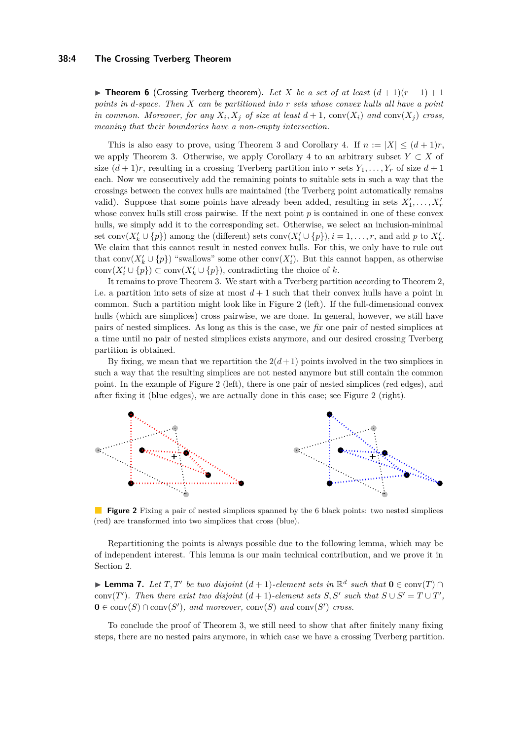▶ **Theorem 6** (Crossing Tverberg theorem)**.** *Let $X$ be a set of at least $(d+1)(r-1)+1$ points in $d$-space. Then $X$ can be partitioned into $r$ sets whose convex hulls all have a point in common. Moreover, for any $X_i, X_j$ of size at least $d+1$, $\operatorname{conv}(X_i)$ and $\operatorname{conv}(X_j)$ cross, meaning that their boundaries have a non-empty intersection.*

This is also easy to prove, using Theorem 3 and Corollary 4. If $n := |X| \leq (d+1)r$, we apply Theorem 3. Otherwise, we apply Corollary 4 to an arbitrary subset $Y \subset X$ of size $(d+1)r$, resulting in a crossing Tverberg partition into $r$ sets $Y_1, \ldots, Y_r$ of size $d+1$ each. Now we consecutively add the remaining points to suitable sets in such a way that the crossings between the convex hulls are maintained (the Tverberg point automatically remains valid). Suppose that some points have already been added, resulting in sets $X'_1, \ldots, X'_r$ whose convex hulls still cross pairwise. If the next point $p$ is contained in one of these convex hulls, we simply add it to the corresponding set. Otherwise, we select an inclusion-minimal set $\operatorname{conv}(X'_k \cup \{p\})$ among the (different) sets $\operatorname{conv}(X'_i \cup \{p\}), i = 1, \ldots, r$, and add $p$ to $X'_k$. We claim that this cannot result in nested convex hulls. For this, we only have to rule out that $\operatorname{conv}(X'_k \cup \{p\})$ "swallows" some other $\operatorname{conv}(X'_i)$. But this cannot happen, as otherwise $\operatorname{conv}(X'_i \cup \{p\}) \subset \operatorname{conv}(X'_k \cup \{p\})$, contradicting the choice of $k$.

It remains to prove Theorem 3. We start with a Tverberg partition according to Theorem 2, i.e. a partition into sets of size at most $d+1$ such that their convex hulls have a point in common. Such a partition might look like in Figure 2 (left). If the full-dimensional convex hulls (which are simplices) cross pairwise, we are done. In general, however, we still have pairs of nested simplices. As long as this is the case, we *fix* one pair of nested simplices at a time until no pair of nested simplices exists anymore, and our desired crossing Tverberg partition is obtained.

By fixing, we mean that we repartition the $2(d+1)$ points involved in the two simplices in such a way that the resulting simplices are not nested anymore but still contain the common point. In the example of Figure 2 (left), there is one pair of nested simplices (red edges), and after fixing it (blue edges), we are actually done in this case; see Figure 2 (right).

**Figure 2** Fixing a pair of nested simplices spanned by the 6 black points: two nested simplices (red) are transformed into two simplices that cross (blue).

Repartitioning the points is always possible due to the following lemma, which may be of independent interest. This lemma is our main technical contribution, and we prove it in Section 2.

▶ **Lemma 7.** *Let $T, T'$ be two disjoint $(d+1)$-element sets in $\mathbb{R}^d$ such that $\mathbf{0} \in \operatorname{conv}(T) \cap \operatorname{conv}(T')$. Then there exist two disjoint $(d+1)$-element sets $S, S'$ such that $S \cup S' = T \cup T'$, $\mathbf{0} \in \operatorname{conv}(S) \cap \operatorname{conv}(S')$, and moreover, $\operatorname{conv}(S)$ and $\operatorname{conv}(S')$ cross.*

To conclude the proof of Theorem 3, we still need to show that after finitely many fixing steps, there are no nested pairs anymore, in which case we have a crossing Tverberg partition.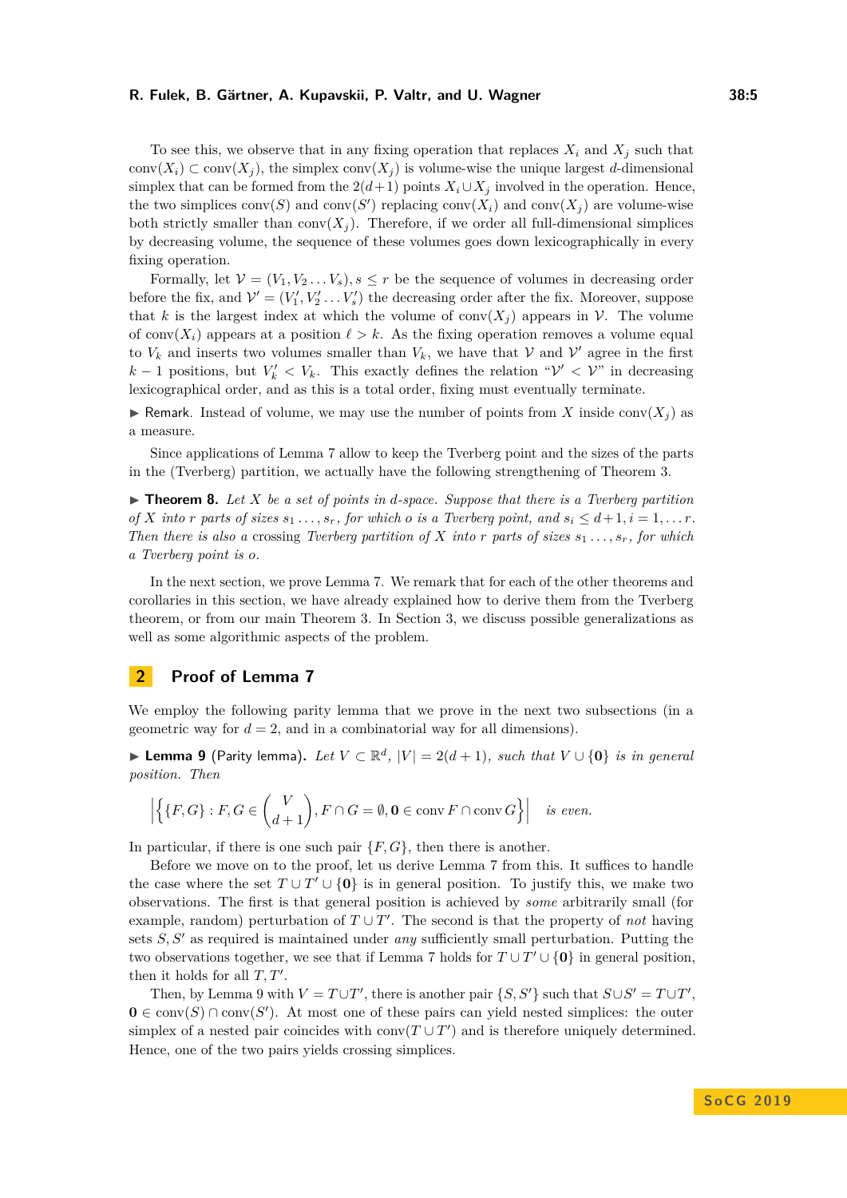To see this, we observe that in any fixing operation that replaces $X_i$ and $X_j$ such that $\text{conv}(X_i) \subset \text{conv}(X_j)$, the simplex $\text{conv}(X_j)$ is volume-wise the unique largest $d$-dimensional simplex that can be formed from the $2(d+1)$ points $X_i \cup X_j$ involved in the operation. Hence, the two simplices $\text{conv}(S)$ and $\text{conv}(S')$ replacing $\text{conv}(X_i)$ and $\text{conv}(X_j)$ are volume-wise both strictly smaller than $\text{conv}(X_j)$. Therefore, if we order all full-dimensional simplices by decreasing volume, the sequence of these volumes goes down lexicographically in every fixing operation.

Formally, let $\mathcal{V} = (V_1, V_2 \dots V_s), s \leq r$ be the sequence of volumes in decreasing order before the fix, and $\mathcal{V}' = (V'_1, V'_2 \dots V'_s)$ the decreasing order after the fix. Moreover, suppose that $k$ is the largest index at which the volume of $\text{conv}(X_j)$ appears in $\mathcal{V}$. The volume of $\text{conv}(X_i)$ appears at a position $\ell > k$. As the fixing operation removes a volume equal to $V_k$ and inserts two volumes smaller than $V_k$, we have that $\mathcal{V}$ and $\mathcal{V}'$ agree in the first $k-1$ positions, but $V'_k < V_k$. This exactly defines the relation "$\mathcal{V}' < \mathcal{V}$" in decreasing lexicographical order, and as this is a total order, fixing must eventually terminate.

▶ Remark. Instead of volume, we may use the number of points from $X$ inside $\text{conv}(X_j)$ as a measure.

Since applications of Lemma 7 allow to keep the Tverberg point and the sizes of the parts in the (Tverberg) partition, we actually have the following strengthening of Theorem 3.

▶ **Theorem 8.** *Let $X$ be a set of points in $d$-space. Suppose that there is a Tverberg partition of $X$ into $r$ parts of sizes $s_1 \dots, s_r$, for which $o$ is a Tverberg point, and $s_i \leq d+1, i = 1, \dots r$. Then there is also a crossing Tverberg partition of $X$ into $r$ parts of sizes $s_1 \dots, s_r$, for which a Tverberg point is $o$.*

In the next section, we prove Lemma 7. We remark that for each of the other theorems and corollaries in this section, we have already explained how to derive them from the Tverberg theorem, or from our main Theorem 3. In Section 3, we discuss possible generalizations as well as some algorithmic aspects of the problem.

## 2 Proof of Lemma 7

We employ the following parity lemma that we prove in the next two subsections (in a geometric way for $d = 2$, and in a combinatorial way for all dimensions).

▶ **Lemma 9** (Parity lemma). *Let $V \subset \mathbb{R}^d$, $|V| = 2(d+1)$, such that $V \cup \{\mathbf{0}\}$ is in general position. Then*

$$\left|\left\{\{F,G\} : F, G \in \binom{V}{d+1}, F \cap G = \emptyset, \mathbf{0} \in \text{conv}\, F \cap \text{conv}\, G\right\}\right| \quad \textit{is even.}$$

In particular, if there is one such pair $\{F, G\}$, then there is another.

Before we move on to the proof, let us derive Lemma 7 from this. It suffices to handle the case where the set $T \cup T' \cup \{\mathbf{0}\}$ is in general position. To justify this, we make two observations. The first is that general position is achieved by *some* arbitrarily small (for example, random) perturbation of $T \cup T'$. The second is that the property of *not* having sets $S, S'$ as required is maintained under *any* sufficiently small perturbation. Putting the two observations together, we see that if Lemma 7 holds for $T \cup T' \cup \{\mathbf{0}\}$ in general position, then it holds for all $T, T'$.

Then, by Lemma 9 with $V = T \cup T'$, there is another pair $\{S, S'\}$ such that $S \cup S' = T \cup T'$, $\mathbf{0} \in \text{conv}(S) \cap \text{conv}(S')$. At most one of these pairs can yield nested simplices: the outer simplex of a nested pair coincides with $\text{conv}(T \cup T')$ and is therefore uniquely determined. Hence, one of the two pairs yields crossing simplices.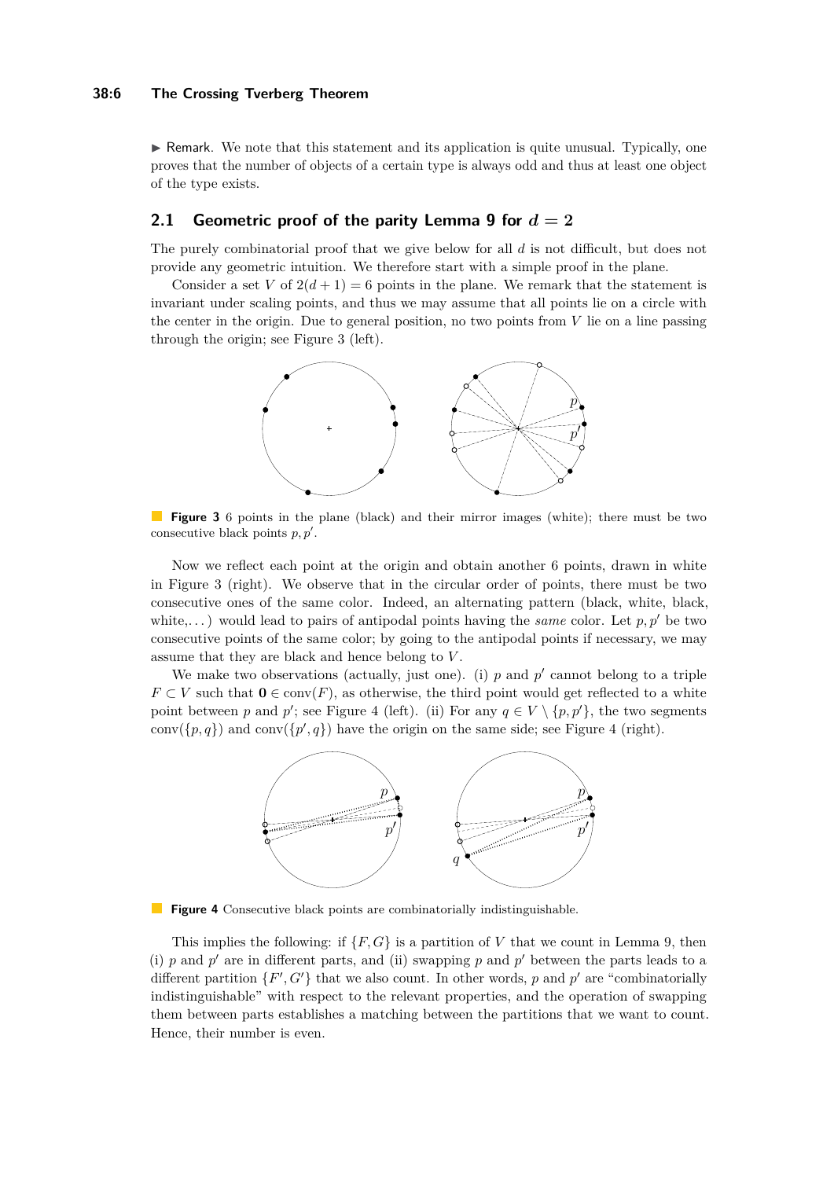▶ Remark. We note that this statement and its application is quite unusual. Typically, one proves that the number of objects of a certain type is always odd and thus at least one object of the type exists.

## 2.1 Geometric proof of the parity Lemma 9 for $d = 2$

The purely combinatorial proof that we give below for all $d$ is not difficult, but does not provide any geometric intuition. We therefore start with a simple proof in the plane.

Consider a set $V$ of $2(d+1) = 6$ points in the plane. We remark that the statement is invariant under scaling points, and thus we may assume that all points lie on a circle with the center in the origin. Due to general position, no two points from $V$ lie on a line passing through the origin; see Figure 3 (left).

**Figure 3** 6 points in the plane (black) and their mirror images (white); there must be two consecutive black points $p, p'$.

Now we reflect each point at the origin and obtain another 6 points, drawn in white in Figure 3 (right). We observe that in the circular order of points, there must be two consecutive ones of the same color. Indeed, an alternating pattern (black, white, black, white,...) would lead to pairs of antipodal points having the *same* color. Let $p, p'$ be two consecutive points of the same color; by going to the antipodal points if necessary, we may assume that they are black and hence belong to $V$.

We make two observations (actually, just one). (i) $p$ and $p'$ cannot belong to a triple $F \subset V$ such that $\mathbf{0} \in \operatorname{conv}(F)$, as otherwise, the third point would get reflected to a white point between $p$ and $p'$; see Figure 4 (left). (ii) For any $q \in V \setminus \{p, p'\}$, the two segments $\operatorname{conv}(\{p, q\})$ and $\operatorname{conv}(\{p', q\})$ have the origin on the same side; see Figure 4 (right).

**Figure 4** Consecutive black points are combinatorially indistinguishable.

This implies the following: if $\{F, G\}$ is a partition of $V$ that we count in Lemma 9, then (i) $p$ and $p'$ are in different parts, and (ii) swapping $p$ and $p'$ between the parts leads to a different partition $\{F', G'\}$ that we also count. In other words, $p$ and $p'$ are "combinatorially indistinguishable" with respect to the relevant properties, and the operation of swapping them between parts establishes a matching between the partitions that we want to count. Hence, their number is even.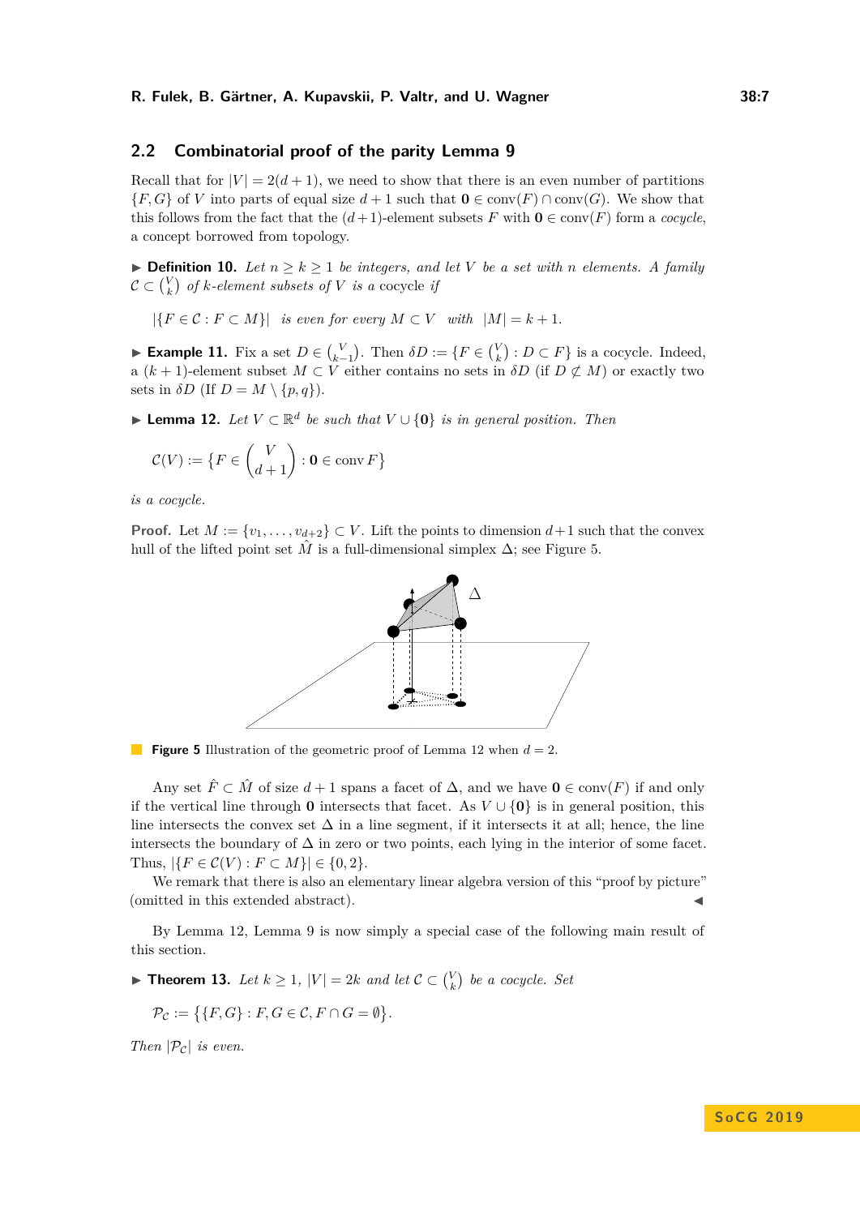## 2.2 Combinatorial proof of the parity Lemma 9

Recall that for $|V| = 2(d+1)$, we need to show that there is an even number of partitions $\{F, G\}$ of $V$ into parts of equal size $d+1$ such that $\mathbf{0} \in \operatorname{conv}(F) \cap \operatorname{conv}(G)$. We show that this follows from the fact that the $(d+1)$-element subsets $F$ with $\mathbf{0} \in \operatorname{conv}(F)$ form a *cocycle*, a concept borrowed from topology.

▶ **Definition 10.** *Let $n \geq k \geq 1$ be integers, and let $V$ be a set with $n$ elements. A family $\mathcal{C} \subset \binom{V}{k}$ of $k$-element subsets of $V$ is a* cocycle *if*

$$|\{F \in \mathcal{C} : F \subset M\}| \quad \textit{is even for every } M \subset V \quad \textit{with} \quad |M| = k+1.$$

▶ **Example 11.** Fix a set $D \in \binom{V}{k-1}$. Then $\delta D := \{F \in \binom{V}{k} : D \subset F\}$ is a cocycle. Indeed, a $(k+1)$-element subset $M \subset V$ either contains no sets in $\delta D$ (if $D \not\subset M$) or exactly two sets in $\delta D$ (If $D = M \setminus \{p, q\}$).

▶ **Lemma 12.** *Let $V \subset \mathbb{R}^d$ be such that $V \cup \{\mathbf{0}\}$ is in general position. Then*

$$\mathcal{C}(V) := \left\{F \in \binom{V}{d+1} : \mathbf{0} \in \operatorname{conv} F\right\}$$

*is a cocycle.*

**Proof.** Let $M := \{v_1, \ldots, v_{d+2}\} \subset V$. Lift the points to dimension $d+1$ such that the convex hull of the lifted point set $\hat{M}$ is a full-dimensional simplex $\Delta$; see Figure 5.

**Figure 5** Illustration of the geometric proof of Lemma 12 when $d = 2$.

Any set $\hat{F} \subset \hat{M}$ of size $d+1$ spans a facet of $\Delta$, and we have $\mathbf{0} \in \operatorname{conv}(F)$ if and only if the vertical line through $\mathbf{0}$ intersects that facet. As $V \cup \{\mathbf{0}\}$ is in general position, this line intersects the convex set $\Delta$ in a line segment, if it intersects it at all; hence, the line intersects the boundary of $\Delta$ in zero or two points, each lying in the interior of some facet. Thus, $|\{F \in \mathcal{C}(V) : F \subset M\}| \in \{0, 2\}$.

We remark that there is also an elementary linear algebra version of this "proof by picture" (omitted in this extended abstract). ◀

By Lemma 12, Lemma 9 is now simply a special case of the following main result of this section.

▶ **Theorem 13.** *Let $k \geq 1$, $|V| = 2k$ and let $\mathcal{C} \subset \binom{V}{k}$ be a cocycle. Set*

$$\mathcal{P}_{\mathcal{C}} := \big\{\{F, G\} : F, G \in \mathcal{C}, F \cap G = \emptyset\big\}.$$

*Then $|\mathcal{P}_{\mathcal{C}}|$ is even.*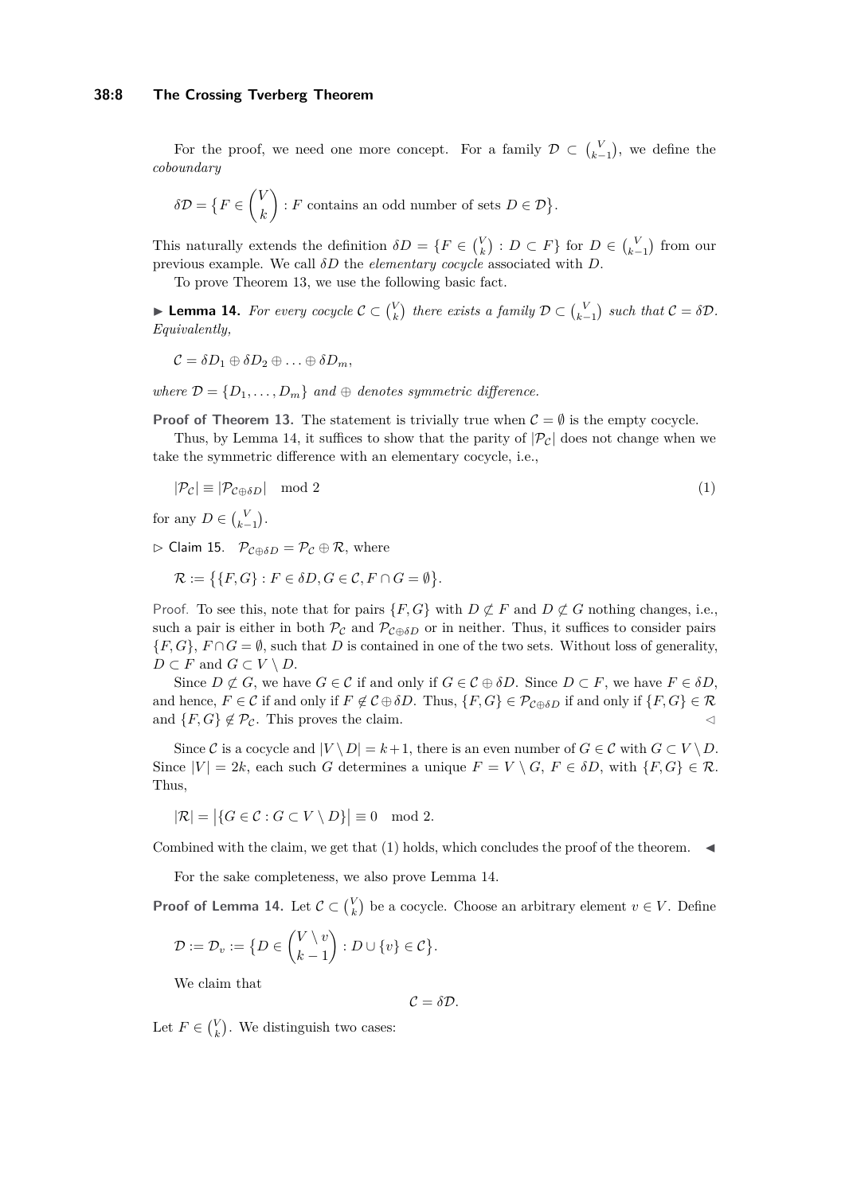For the proof, we need one more concept. For a family $\mathcal{D} \subset \binom{V}{k-1}$, we define the *coboundary*

$$\delta\mathcal{D} = \big\{F \in \binom{V}{k} : F \text{ contains an odd number of sets } D \in \mathcal{D}\big\}.$$

This naturally extends the definition $\delta D = \{F \in \binom{V}{k} : D \subset F\}$ for $D \in \binom{V}{k-1}$ from our previous example. We call $\delta D$ the *elementary cocycle* associated with $D$.

To prove Theorem 13, we use the following basic fact.

▶ **Lemma 14.** *For every cocycle $\mathcal{C} \subset \binom{V}{k}$ there exists a family $\mathcal{D} \subset \binom{V}{k-1}$ such that $\mathcal{C} = \delta\mathcal{D}$. Equivalently,*

$$\mathcal{C} = \delta D_1 \oplus \delta D_2 \oplus \ldots \oplus \delta D_m,$$

*where $\mathcal{D} = \{D_1, \ldots, D_m\}$ and $\oplus$ denotes symmetric difference.*

**Proof of Theorem 13.** The statement is trivially true when $\mathcal{C} = \emptyset$ is the empty cocycle.

Thus, by Lemma 14, it suffices to show that the parity of $|\mathcal{P}_\mathcal{C}|$ does not change when we take the symmetric difference with an elementary cocycle, i.e.,

$$|\mathcal{P}_\mathcal{C}| \equiv |\mathcal{P}_{\mathcal{C}\oplus\delta D}| \mod 2 \tag{1}$$

for any $D \in \binom{V}{k-1}$.

▷ Claim 15. $\mathcal{P}_{\mathcal{C}\oplus\delta D} = \mathcal{P}_\mathcal{C} \oplus \mathcal{R}$, where

$$\mathcal{R} := \big\{\{F, G\} : F \in \delta D, G \in \mathcal{C}, F \cap G = \emptyset\big\}.$$

Proof. To see this, note that for pairs $\{F, G\}$ with $D \not\subset F$ and $D \not\subset G$ nothing changes, i.e., such a pair is either in both $\mathcal{P}_\mathcal{C}$ and $\mathcal{P}_{\mathcal{C}\oplus\delta D}$ or in neither. Thus, it suffices to consider pairs $\{F, G\}$, $F \cap G = \emptyset$, such that $D$ is contained in one of the two sets. Without loss of generality, $D \subset F$ and $G \subset V \setminus D$.

Since $D \not\subset G$, we have $G \in \mathcal{C}$ if and only if $G \in \mathcal{C} \oplus \delta D$. Since $D \subset F$, we have $F \in \delta D$, and hence, $F \in \mathcal{C}$ if and only if $F \notin \mathcal{C} \oplus \delta D$. Thus, $\{F, G\} \in \mathcal{P}_{\mathcal{C}\oplus\delta D}$ if and only if $\{F, G\} \in \mathcal{R}$ and $\{F, G\} \notin \mathcal{P}_\mathcal{C}$. This proves the claim. ◁

Since $\mathcal{C}$ is a cocycle and $|V \setminus D| = k+1$, there is an even number of $G \in \mathcal{C}$ with $G \subset V \setminus D$. Since $|V| = 2k$, each such $G$ determines a unique $F = V \setminus G$, $F \in \delta D$, with $\{F, G\} \in \mathcal{R}$. Thus,

$$|\mathcal{R}| = \big|\{G \in \mathcal{C} : G \subset V \setminus D\}\big| \equiv 0 \mod 2.$$

Combined with the claim, we get that (1) holds, which concludes the proof of the theorem. ◀

For the sake completeness, we also prove Lemma 14.

**Proof of Lemma 14.** Let $\mathcal{C} \subset \binom{V}{k}$ be a cocycle. Choose an arbitrary element $v \in V$. Define

$$\mathcal{D} := \mathcal{D}_v := \big\{D \in \binom{V \setminus v}{k-1} : D \cup \{v\} \in \mathcal{C}\big\}.$$

We claim that

$$\mathcal{C} = \delta\mathcal{D}.$$

Let $F \in \binom{V}{k}$. We distinguish two cases: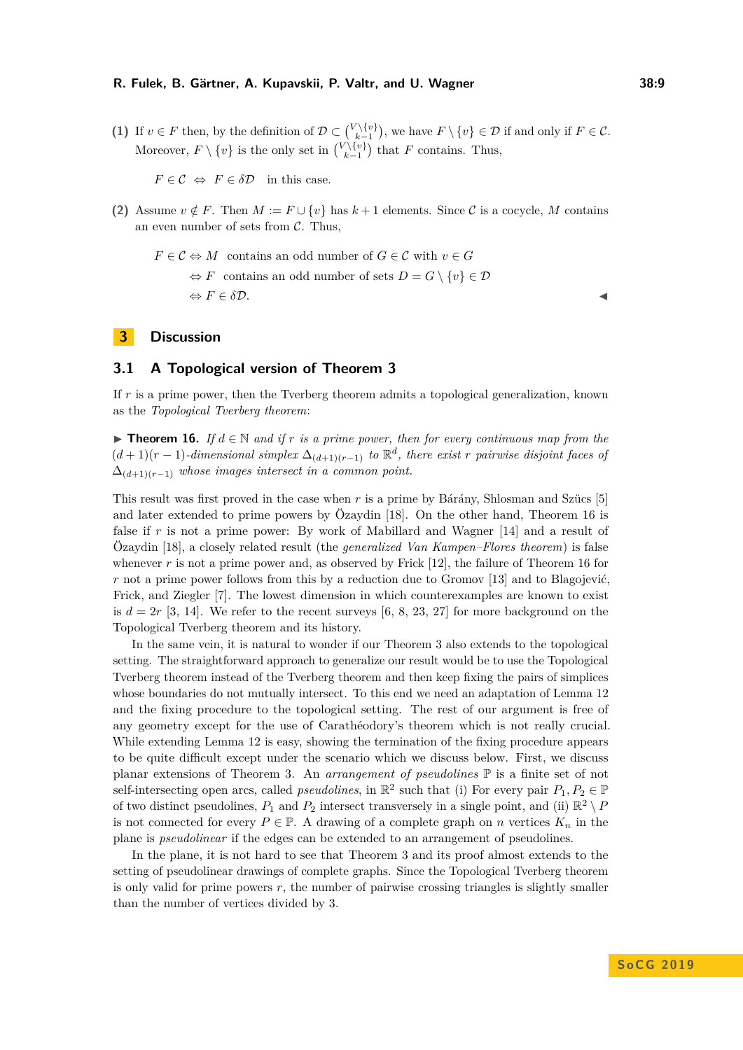**(1)** If $v \in F$ then, by the definition of $\mathcal{D} \subset \binom{V\setminus\{v\}}{k-1}$, we have $F \setminus \{v\} \in \mathcal{D}$ if and only if $F \in \mathcal{C}$. Moreover, $F \setminus \{v\}$ is the only set in $\binom{V\setminus\{v\}}{k-1}$ that $F$ contains. Thus,

$$F \in \mathcal{C} \;\Leftrightarrow\; F \in \delta\mathcal{D} \quad \text{in this case.}$$

**(2)** Assume $v \notin F$. Then $M := F \cup \{v\}$ has $k+1$ elements. Since $\mathcal{C}$ is a cocycle, $M$ contains an even number of sets from $\mathcal{C}$. Thus,

$$\begin{aligned}
F \in \mathcal{C} &\Leftrightarrow M \text{ contains an odd number of } G \in \mathcal{C} \text{ with } v \in G \\
&\Leftrightarrow F \text{ contains an odd number of sets } D = G \setminus \{v\} \in \mathcal{D} \\
&\Leftrightarrow F \in \delta\mathcal{D}.
\end{aligned}$$

◀

# 3 Discussion

## 3.1 A Topological version of Theorem 3

If $r$ is a prime power, then the Tverberg theorem admits a topological generalization, known as the *Topological Tverberg theorem*:

▶ **Theorem 16.** *If $d \in \mathbb{N}$ and if $r$ is a prime power, then for every continuous map from the $(d+1)(r-1)$-dimensional simplex $\Delta_{(d+1)(r-1)}$ to $\mathbb{R}^d$, there exist $r$ pairwise disjoint faces of $\Delta_{(d+1)(r-1)}$ whose images intersect in a common point.*

This result was first proved in the case when $r$ is a prime by Bárány, Shlosman and Szücs [5] and later extended to prime powers by Özaydin [18]. On the other hand, Theorem 16 is false if $r$ is not a prime power: By work of Mabillard and Wagner [14] and a result of Özaydin [18], a closely related result (the *generalized Van Kampen–Flores theorem*) is false whenever $r$ is not a prime power and, as observed by Frick [12], the failure of Theorem 16 for $r$ not a prime power follows from this by a reduction due to Gromov [13] and to Blagojević, Frick, and Ziegler [7]. The lowest dimension in which counterexamples are known to exist is $d = 2r$ [3, 14]. We refer to the recent surveys [6, 8, 23, 27] for more background on the Topological Tverberg theorem and its history.

In the same vein, it is natural to wonder if our Theorem 3 also extends to the topological setting. The straightforward approach to generalize our result would be to use the Topological Tverberg theorem instead of the Tverberg theorem and then keep fixing the pairs of simplices whose boundaries do not mutually intersect. To this end we need an adaptation of Lemma 12 and the fixing procedure to the topological setting. The rest of our argument is free of any geometry except for the use of Carathéodory's theorem which is not really crucial. While extending Lemma 12 is easy, showing the termination of the fixing procedure appears to be quite difficult except under the scenario which we discuss below. First, we discuss planar extensions of Theorem 3. An *arrangement of pseudolines* $\mathbb{P}$ is a finite set of not self-intersecting open arcs, called *pseudolines*, in $\mathbb{R}^2$ such that (i) For every pair $P_1, P_2 \in \mathbb{P}$ of two distinct pseudolines, $P_1$ and $P_2$ intersect transversely in a single point, and (ii) $\mathbb{R}^2 \setminus P$ is not connected for every $P \in \mathbb{P}$. A drawing of a complete graph on $n$ vertices $K_n$ in the plane is *pseudolinear* if the edges can be extended to an arrangement of pseudolines.

In the plane, it is not hard to see that Theorem 3 and its proof almost extends to the setting of pseudolinear drawings of complete graphs. Since the Topological Tverberg theorem is only valid for prime powers $r$, the number of pairwise crossing triangles is slightly smaller than the number of vertices divided by 3.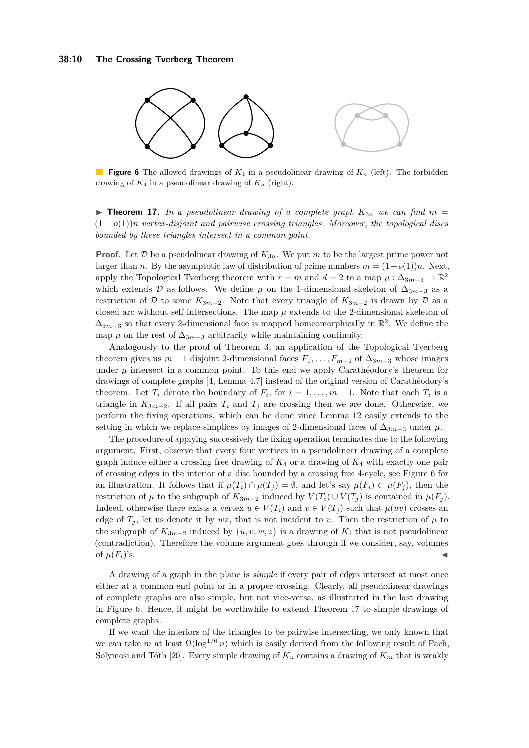**Figure 6** The allowed drawings of $K_4$ in a pseudolinear drawing of $K_n$ (left). The forbidden drawing of $K_4$ in a pseudolinear drawing of $K_n$ (right).

▶ **Theorem 17.** *In a pseudolinear drawing of a complete graph $K_{3n}$ we can find $m = (1 - o(1))n$ vertex-disjoint and pairwise crossing triangles. Moreover, the topological discs bounded by these triangles intersect in a common point.*

**Proof.** Let $\mathcal{D}$ be a pseudolinear drawing of $K_{3n}$. We put $m$ to be the largest prime power not larger than $n$. By the asymptotic law of distribution of prime numbers $m = (1-o(1))n$. Next, apply the Topological Tverberg theorem with $r = m$ and $d = 2$ to a map $\mu : \Delta_{3m-3} \to \mathbb{R}^2$ which extends $\mathcal{D}$ as follows. We define $\mu$ on the 1-dimensional skeleton of $\Delta_{3m-3}$ as a restriction of $\mathcal{D}$ to some $K_{3m-2}$. Note that every triangle of $K_{3m-2}$ is drawn by $\mathcal{D}$ as a closed arc without self intersections. The map $\mu$ extends to the 2-dimensional skeleton of $\Delta_{3m-3}$ so that every 2-dimensional face is mapped homeomorphically in $\mathbb{R}^2$. We define the map $\mu$ on the rest of $\Delta_{3m-3}$ arbitrarily while maintaining continuity.

Analogously to the proof of Theorem 3, an application of the Topological Tverberg theorem gives us $m - 1$ disjoint 2-dimensional faces $F_1, \ldots, F_{m-1}$ of $\Delta_{3m-3}$ whose images under $\mu$ intersect in a common point. To this end we apply Carathéodory's theorem for drawings of complete graphs [4, Lemma 4.7] instead of the original version of Carathéodory's theorem. Let $T_i$ denote the boundary of $F_i$, for $i = 1, \ldots, m-1$. Note that each $T_i$ is a triangle in $K_{3m-2}$. If all pairs $T_i$ and $T_j$ are crossing then we are done. Otherwise, we perform the fixing operations, which can be done since Lemma 12 easily extends to the setting in which we replace simplices by images of 2-dimensional faces of $\Delta_{3m-3}$ under $\mu$.

The procedure of applying successively the fixing operation terminates due to the following argument. First, observe that every four vertices in a pseudolinear drawing of a complete graph induce either a crossing free drawing of $K_4$ or a drawing of $K_4$ with exactly one pair of crossing edges in the interior of a disc bounded by a crossing free 4-cycle, see Figure 6 for an illustration. It follows that if $\mu(T_i) \cap \mu(T_j) = \emptyset$, and let's say $\mu(F_i) \subset \mu(F_j)$, then the restriction of $\mu$ to the subgraph of $K_{3m-2}$ induced by $V(T_i) \cup V(T_j)$ is contained in $\mu(F_j)$. Indeed, otherwise there exists a vertex $u \in V(T_i)$ and $v \in V(T_j)$ such that $\mu(uv)$ crosses an edge of $T_j$, let us denote it by $wz$, that is not incident to $v$. Then the restriction of $\mu$ to the subgraph of $K_{3m-2}$ induced by $\{u, v, w, z\}$ is a drawing of $K_4$ that is not pseudolinear (contradiction). Therefore the volume argument goes through if we consider, say, volumes of $\mu(F_i)$'s. ◀

A drawing of a graph in the plane is *simple* if every pair of edges intersect at most once either at a common end point or in a proper crossing. Clearly, all pseudolinear drawings of complete graphs are also simple, but not vice-versa, as illustrated in the last drawing in Figure 6. Hence, it might be worthwhile to extend Theorem 17 to simple drawings of complete graphs.

If we want the interiors of the triangles to be pairwise intersecting, we only known that we can take $m$ at least $\Omega(\log^{1/6} n)$ which is easily derived from the following result of Pach, Solymosi and Tóth [20]. Every simple drawing of $K_n$ contains a drawing of $K_m$ that is weakly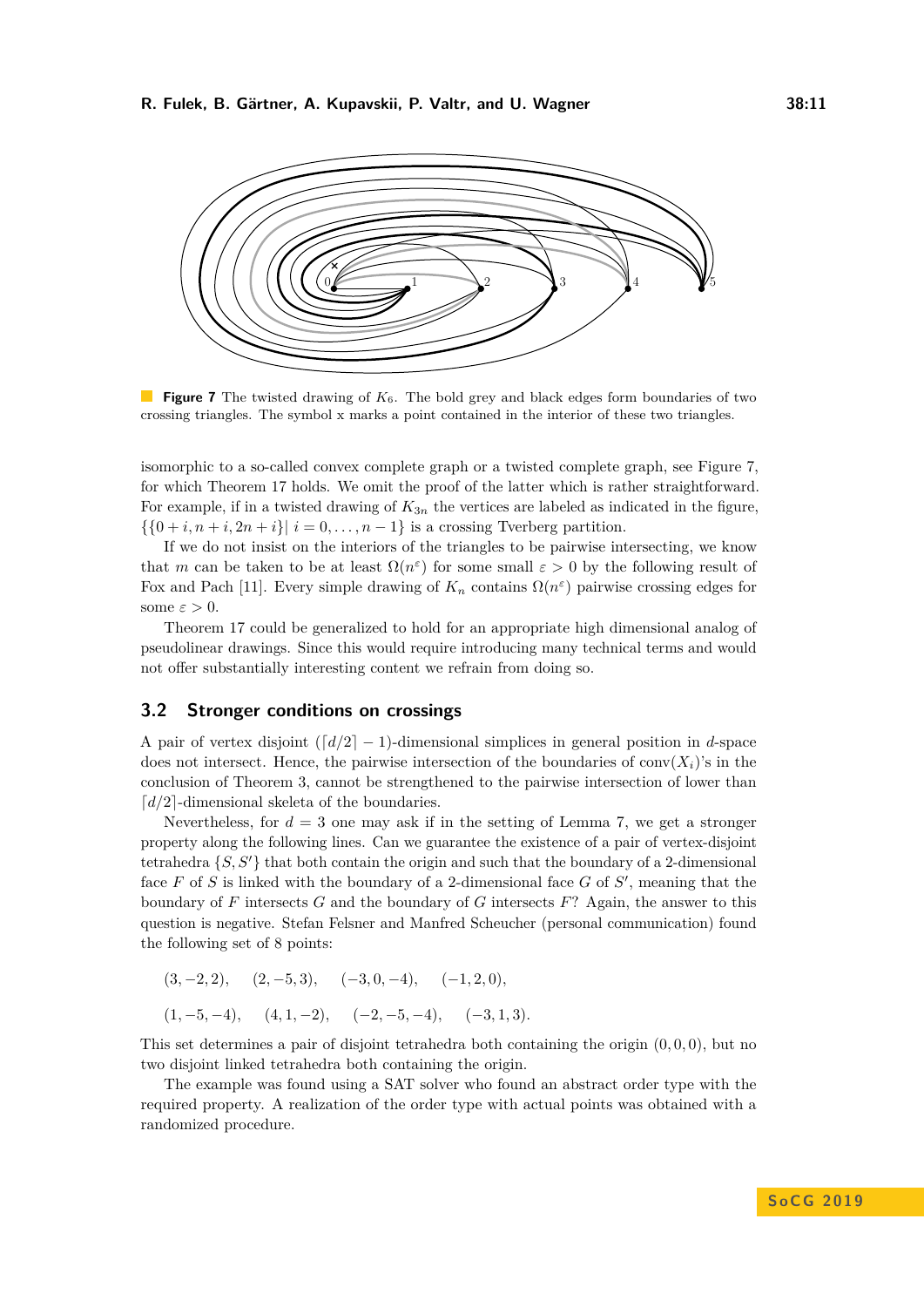**Figure 7** The twisted drawing of $K_6$. The bold grey and black edges form boundaries of two crossing triangles. The symbol x marks a point contained in the interior of these two triangles.

isomorphic to a so-called convex complete graph or a twisted complete graph, see Figure 7, for which Theorem 17 holds. We omit the proof of the latter which is rather straightforward. For example, if in a twisted drawing of $K_{3n}$ the vertices are labeled as indicated in the figure, $\{\{0+i, n+i, 2n+i\}|\ i = 0, \ldots, n-1\}$ is a crossing Tverberg partition.

If we do not insist on the interiors of the triangles to be pairwise intersecting, we know that $m$ can be taken to be at least $\Omega(n^{\varepsilon})$ for some small $\varepsilon > 0$ by the following result of Fox and Pach [11]. Every simple drawing of $K_n$ contains $\Omega(n^{\varepsilon})$ pairwise crossing edges for some $\varepsilon > 0$.

Theorem 17 could be generalized to hold for an appropriate high dimensional analog of pseudolinear drawings. Since this would require introducing many technical terms and would not offer substantially interesting content we refrain from doing so.

## 3.2 Stronger conditions on crossings

A pair of vertex disjoint $(\lceil d/2 \rceil - 1)$-dimensional simplices in general position in $d$-space does not intersect. Hence, the pairwise intersection of the boundaries of $\mathrm{conv}(X_i)$'s in the conclusion of Theorem 3, cannot be strengthened to the pairwise intersection of lower than $\lceil d/2 \rceil$-dimensional skeleta of the boundaries.

Nevertheless, for $d = 3$ one may ask if in the setting of Lemma 7, we get a stronger property along the following lines. Can we guarantee the existence of a pair of vertex-disjoint tetrahedra $\{S, S'\}$ that both contain the origin and such that the boundary of a 2-dimensional face $F$ of $S$ is linked with the boundary of a 2-dimensional face $G$ of $S'$, meaning that the boundary of $F$ intersects $G$ and the boundary of $G$ intersects $F$? Again, the answer to this question is negative. Stefan Felsner and Manfred Scheucher (personal communication) found the following set of 8 points:

$$(3, -2, 2), \quad (2, -5, 3), \quad (-3, 0, -4), \quad (-1, 2, 0),$$

$$(1, -5, -4), \quad (4, 1, -2), \quad (-2, -5, -4), \quad (-3, 1, 3).$$

This set determines a pair of disjoint tetrahedra both containing the origin $(0, 0, 0)$, but no two disjoint linked tetrahedra both containing the origin.

The example was found using a SAT solver who found an abstract order type with the required property. A realization of the order type with actual points was obtained with a randomized procedure.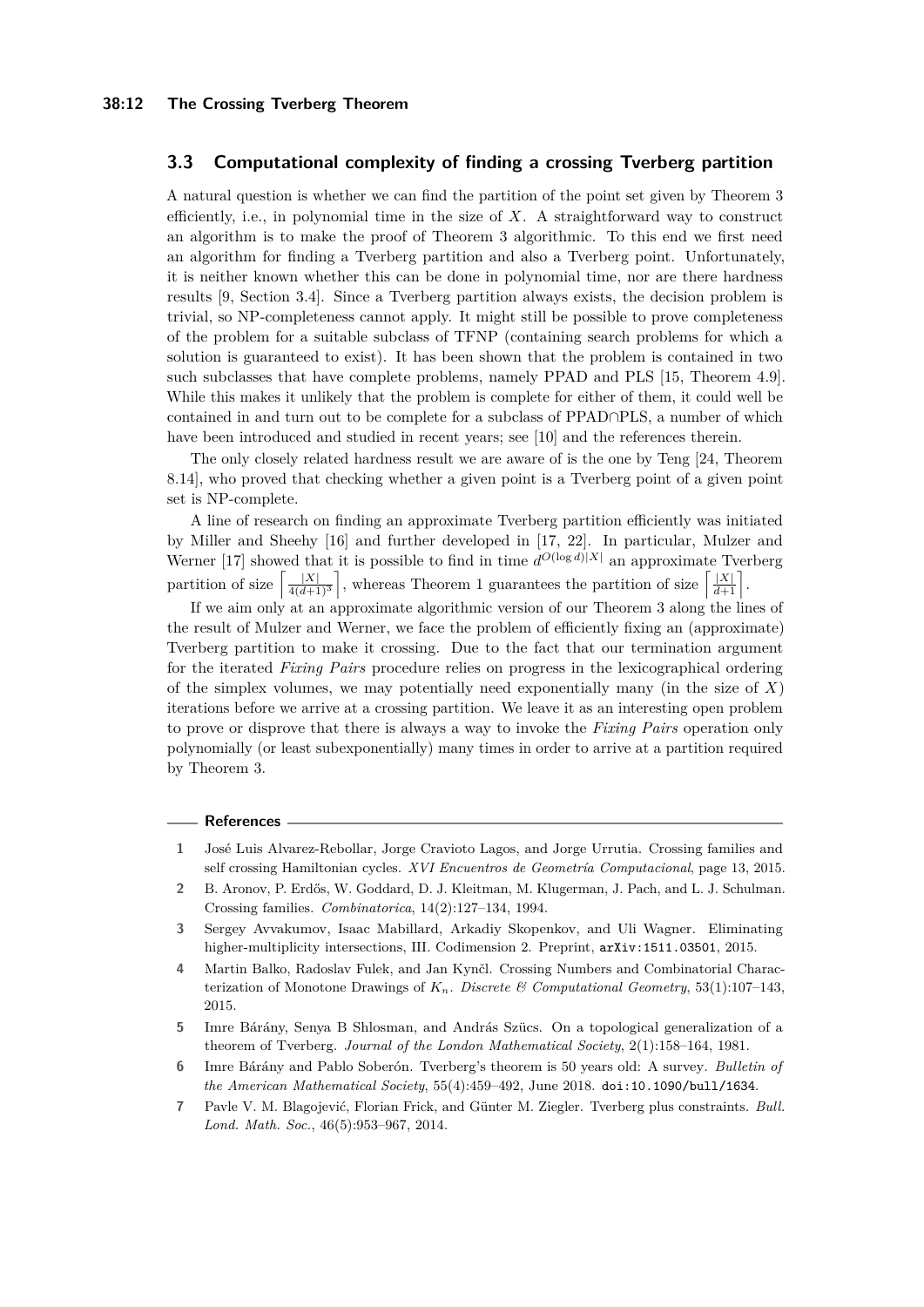### 3.3 Computational complexity of finding a crossing Tverberg partition

A natural question is whether we can find the partition of the point set given by Theorem 3 efficiently, i.e., in polynomial time in the size of $X$. A straightforward way to construct an algorithm is to make the proof of Theorem 3 algorithmic. To this end we first need an algorithm for finding a Tverberg partition and also a Tverberg point. Unfortunately, it is neither known whether this can be done in polynomial time, nor are there hardness results [9, Section 3.4]. Since a Tverberg partition always exists, the decision problem is trivial, so NP-completeness cannot apply. It might still be possible to prove completeness of the problem for a suitable subclass of TFNP (containing search problems for which a solution is guaranteed to exist). It has been shown that the problem is contained in two such subclasses that have complete problems, namely PPAD and PLS [15, Theorem 4.9]. While this makes it unlikely that the problem is complete for either of them, it could well be contained in and turn out to be complete for a subclass of PPAD∩PLS, a number of which have been introduced and studied in recent years; see [10] and the references therein.

The only closely related hardness result we are aware of is the one by Teng [24, Theorem 8.14], who proved that checking whether a given point is a Tverberg point of a given point set is NP-complete.

A line of research on finding an approximate Tverberg partition efficiently was initiated by Miller and Sheehy [16] and further developed in [17, 22]. In particular, Mulzer and Werner [17] showed that it is possible to find in time $d^{O(\log d)|X|}$ an approximate Tverberg partition of size $\left\lceil \frac{|X|}{4(d+1)^3} \right\rceil$, whereas Theorem 1 guarantees the partition of size $\left\lceil \frac{|X|}{d+1} \right\rceil$.

If we aim only at an approximate algorithmic version of our Theorem 3 along the lines of the result of Mulzer and Werner, we face the problem of efficiently fixing an (approximate) Tverberg partition to make it crossing. Due to the fact that our termination argument for the iterated *Fixing Pairs* procedure relies on progress in the lexicographical ordering of the simplex volumes, we may potentially need exponentially many (in the size of $X$) iterations before we arrive at a crossing partition. We leave it as an interesting open problem to prove or disprove that there is always a way to invoke the *Fixing Pairs* operation only polynomially (or least subexponentially) many times in order to arrive at a partition required by Theorem 3.

#### References

1. José Luis Alvarez-Rebollar, Jorge Cravioto Lagos, and Jorge Urrutia. Crossing families and self crossing Hamiltonian cycles. *XVI Encuentros de Geometría Computacional*, page 13, 2015.
2. B. Aronov, P. Erdős, W. Goddard, D. J. Kleitman, M. Klugerman, J. Pach, and L. J. Schulman. Crossing families. *Combinatorica*, 14(2):127–134, 1994.
3. Sergey Avvakumov, Isaac Mabillard, Arkadiy Skopenkov, and Uli Wagner. Eliminating higher-multiplicity intersections, III. Codimension 2. Preprint, arXiv:1511.03501, 2015.
4. Martin Balko, Radoslav Fulek, and Jan Kynčl. Crossing Numbers and Combinatorial Characterization of Monotone Drawings of $K_n$. *Discrete & Computational Geometry*, 53(1):107–143, 2015.
5. Imre Bárány, Senya B Shlosman, and András Szücs. On a topological generalization of a theorem of Tverberg. *Journal of the London Mathematical Society*, 2(1):158–164, 1981.
6. Imre Bárány and Pablo Soberón. Tverberg's theorem is 50 years old: A survey. *Bulletin of the American Mathematical Society*, 55(4):459–492, June 2018. doi:10.1090/bull/1634.
7. Pavle V. M. Blagojević, Florian Frick, and Günter M. Ziegler. Tverberg plus constraints. *Bull. Lond. Math. Soc.*, 46(5):953–967, 2014.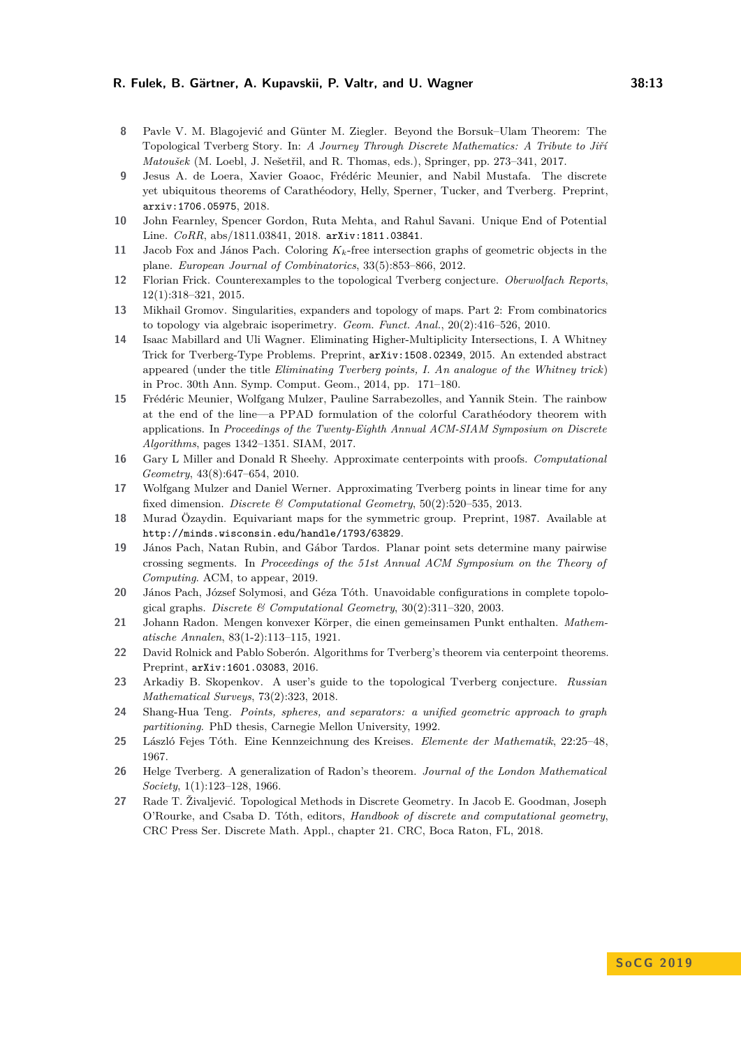8. Pavle V. M. Blagojević and Günter M. Ziegler. Beyond the Borsuk–Ulam Theorem: The Topological Tverberg Story. In: *A Journey Through Discrete Mathematics: A Tribute to Jiří Matoušek* (M. Loebl, J. Nešetřil, and R. Thomas, eds.), Springer, pp. 273–341, 2017.
9. Jesus A. de Loera, Xavier Goaoc, Frédéric Meunier, and Nabil Mustafa. The discrete yet ubiquitous theorems of Carathéodory, Helly, Sperner, Tucker, and Tverberg. Preprint, arxiv:1706.05975, 2018.
10. John Fearnley, Spencer Gordon, Ruta Mehta, and Rahul Savani. Unique End of Potential Line. *CoRR*, abs/1811.03841, 2018. arXiv:1811.03841.
11. Jacob Fox and János Pach. Coloring $K_k$-free intersection graphs of geometric objects in the plane. *European Journal of Combinatorics*, 33(5):853–866, 2012.
12. Florian Frick. Counterexamples to the topological Tverberg conjecture. *Oberwolfach Reports*, 12(1):318–321, 2015.
13. Mikhail Gromov. Singularities, expanders and topology of maps. Part 2: From combinatorics to topology via algebraic isoperimetry. *Geom. Funct. Anal.*, 20(2):416–526, 2010.
14. Isaac Mabillard and Uli Wagner. Eliminating Higher-Multiplicity Intersections, I. A Whitney Trick for Tverberg-Type Problems. Preprint, arXiv:1508.02349, 2015. An extended abstract appeared (under the title *Eliminating Tverberg points, I. An analogue of the Whitney trick*) in Proc. 30th Ann. Symp. Comput. Geom., 2014, pp. 171–180.
15. Frédéric Meunier, Wolfgang Mulzer, Pauline Sarrabezolles, and Yannik Stein. The rainbow at the end of the line—a PPAD formulation of the colorful Carathéodory theorem with applications. In *Proceedings of the Twenty-Eighth Annual ACM-SIAM Symposium on Discrete Algorithms*, pages 1342–1351. SIAM, 2017.
16. Gary L Miller and Donald R Sheehy. Approximate centerpoints with proofs. *Computational Geometry*, 43(8):647–654, 2010.
17. Wolfgang Mulzer and Daniel Werner. Approximating Tverberg points in linear time for any fixed dimension. *Discrete & Computational Geometry*, 50(2):520–535, 2013.
18. Murad Özaydin. Equivariant maps for the symmetric group. Preprint, 1987. Available at http://minds.wisconsin.edu/handle/1793/63829.
19. János Pach, Natan Rubin, and Gábor Tardos. Planar point sets determine many pairwise crossing segments. In *Proceedings of the 51st Annual ACM Symposium on the Theory of Computing*. ACM, to appear, 2019.
20. János Pach, József Solymosi, and Géza Tóth. Unavoidable configurations in complete topological graphs. *Discrete & Computational Geometry*, 30(2):311–320, 2003.
21. Johann Radon. Mengen konvexer Körper, die einen gemeinsamen Punkt enthalten. *Mathematische Annalen*, 83(1-2):113–115, 1921.
22. David Rolnick and Pablo Soberón. Algorithms for Tverberg's theorem via centerpoint theorems. Preprint, arXiv:1601.03083, 2016.
23. Arkadiy B. Skopenkov. A user's guide to the topological Tverberg conjecture. *Russian Mathematical Surveys*, 73(2):323, 2018.
24. Shang-Hua Teng. *Points, spheres, and separators: a unified geometric approach to graph partitioning*. PhD thesis, Carnegie Mellon University, 1992.
25. László Fejes Tóth. Eine Kennzeichnung des Kreises. *Elemente der Mathematik*, 22:25–48, 1967.
26. Helge Tverberg. A generalization of Radon's theorem. *Journal of the London Mathematical Society*, 1(1):123–128, 1966.
27. Rade T. Živaljević. Topological Methods in Discrete Geometry. In Jacob E. Goodman, Joseph O'Rourke, and Csaba D. Tóth, editors, *Handbook of discrete and computational geometry*, CRC Press Ser. Discrete Math. Appl., chapter 21. CRC, Boca Raton, FL, 2018.